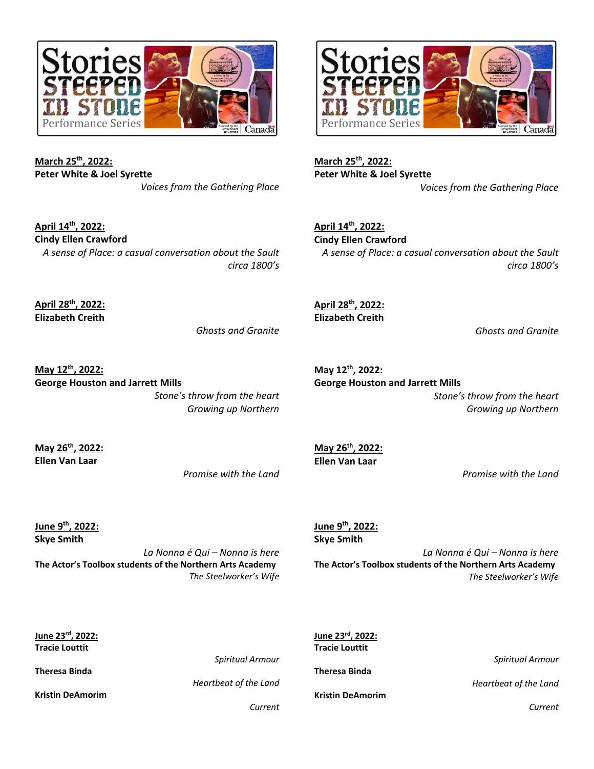Stories Steeped in Stone Performance Series

Funded by the Government of Canada

**March 25th, 2022:**
**Peter White & Joel Syrette**
*Voices from the Gathering Place*

**April 14th, 2022:**
**Cindy Ellen Crawford**
*A sense of Place: a casual conversation about the Sault circa 1800's*

**April 28th, 2022:**
**Elizabeth Creith**
*Ghosts and Granite*

**May 12th, 2022:**
**George Houston and Jarrett Mills**
*Stone's throw from the heart*
*Growing up Northern*

**May 26th, 2022:**
**Ellen Van Laar**
*Promise with the Land*

**June 9th, 2022:**
**Skye Smith**
*La Nonna é Qui – Nonna is here*
**The Actor's Toolbox students of the Northern Arts Academy**
*The Steelworker's Wife*

**June 23rd, 2022:**
**Tracie Louttit**
*Spiritual Armour*
**Theresa Binda**
*Heartbeat of the Land*
**Kristin DeAmorim**
*Current*

---

Stories Steeped in Stone Performance Series

Funded by the Government of Canada

**March 25th, 2022:**
**Peter White & Joel Syrette**
*Voices from the Gathering Place*

**April 14th, 2022:**
**Cindy Ellen Crawford**
*A sense of Place: a casual conversation about the Sault circa 1800's*

**April 28th, 2022:**
**Elizabeth Creith**
*Ghosts and Granite*

**May 12th, 2022:**
**George Houston and Jarrett Mills**
*Stone's throw from the heart*
*Growing up Northern*

**May 26th, 2022:**
**Ellen Van Laar**
*Promise with the Land*

**June 9th, 2022:**
**Skye Smith**
*La Nonna é Qui – Nonna is here*
**The Actor's Toolbox students of the Northern Arts Academy**
*The Steelworker's Wife*

**June 23rd, 2022:**
**Tracie Louttit**
*Spiritual Armour*
**Theresa Binda**
*Heartbeat of the Land*
**Kristin DeAmorim**
*Current*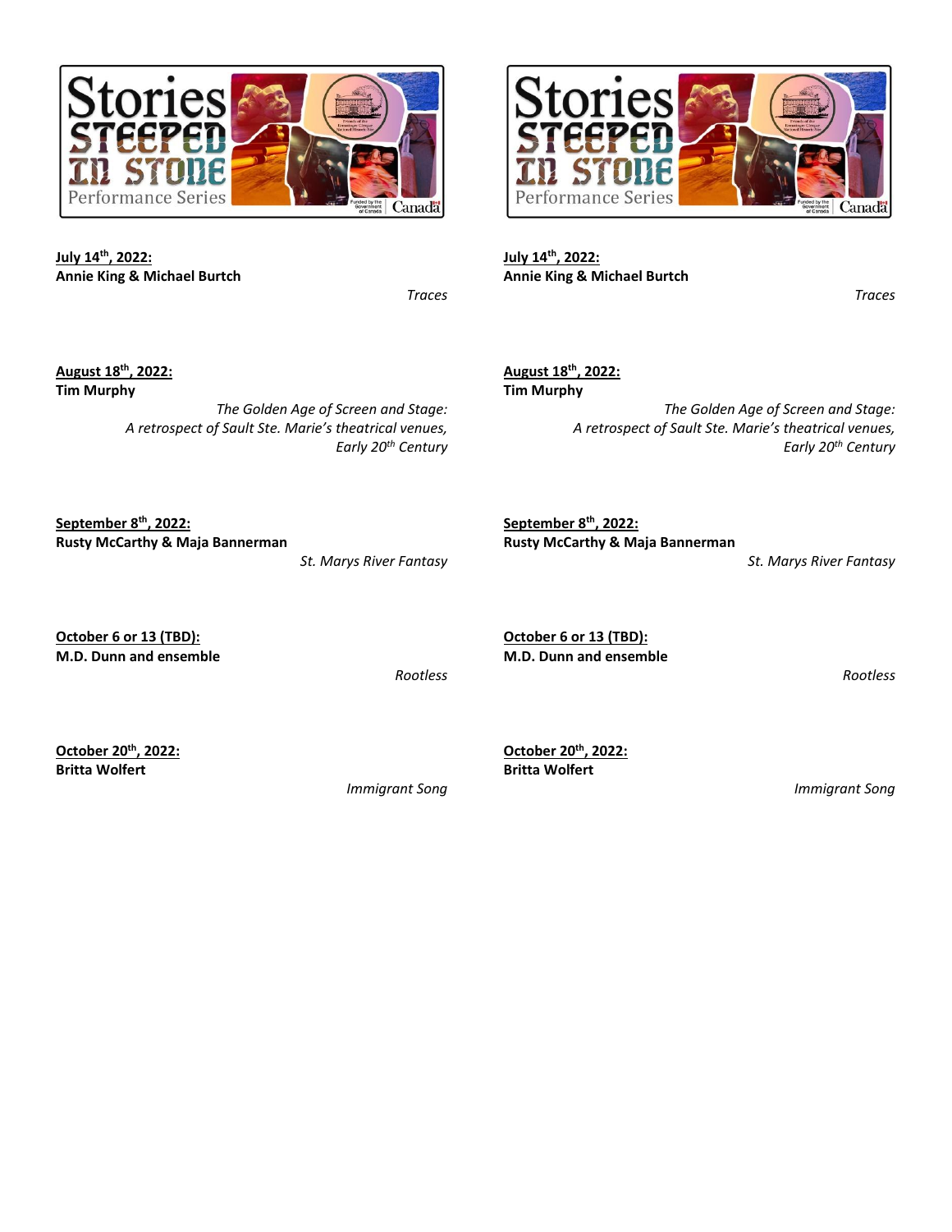# Stories Steeped in Stone Performance Series

Funded by the Government of Canada

**July 14th, 2022:**
**Annie King & Michael Burtch**

*Traces*

**August 18th, 2022:**
**Tim Murphy**

*The Golden Age of Screen and Stage:*
*A retrospect of Sault Ste. Marie's theatrical venues,*
*Early 20th Century*

**September 8th, 2022:**
**Rusty McCarthy & Maja Bannerman**

*St. Marys River Fantasy*

**October 6 or 13 (TBD):**
**M.D. Dunn and ensemble**

*Rootless*

**October 20th, 2022:**
**Britta Wolfert**

*Immigrant Song*

# Stories Steeped in Stone Performance Series

Funded by the Government of Canada

**July 14th, 2022:**
**Annie King & Michael Burtch**

*Traces*

**August 18th, 2022:**
**Tim Murphy**

*The Golden Age of Screen and Stage:*
*A retrospect of Sault Ste. Marie's theatrical venues,*
*Early 20th Century*

**September 8th, 2022:**
**Rusty McCarthy & Maja Bannerman**

*St. Marys River Fantasy*

**October 6 or 13 (TBD):**
**M.D. Dunn and ensemble**

*Rootless*

**October 20th, 2022:**
**Britta Wolfert**

*Immigrant Song*